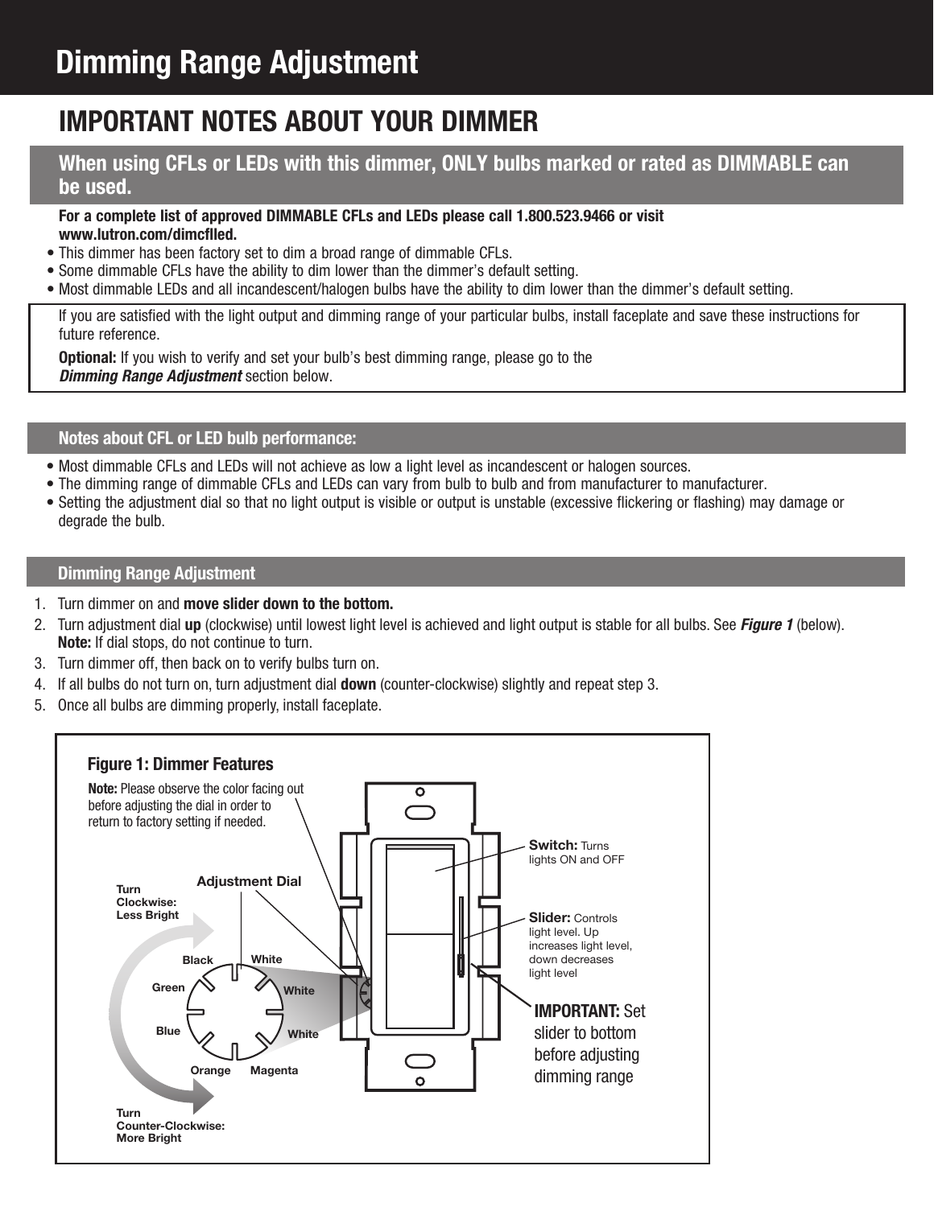# Dimming Range Adjustment

## IMPORTANT NOTES ABOUT YOUR DIMMER

### When using CFLs or LEDs with this dimmer, ONLY bulbs marked or rated as DIMMABLE can be used.

**For a complete list of approved DIMMABLE CFLs and LEDs please call 1.800.523.9466 or visit www.lutron.com/dimcflled.**

- This dimmer has been factory set to dim a broad range of dimmable CFLs.
- Some dimmable CFLs have the ability to dim lower than the dimmer's default setting.
- Most dimmable LEDs and all incandescent/halogen bulbs have the ability to dim lower than the dimmer's default setting.

If you are satisfied with the light output and dimming range of your particular bulbs, install faceplate and save these instructions for future reference.

**Optional:** If you wish to verify and set your bulb's best dimming range, please go to the ***Dimming Range Adjustment*** section below.

### Notes about CFL or LED bulb performance:

- Most dimmable CFLs and LEDs will not achieve as low a light level as incandescent or halogen sources.
- The dimming range of dimmable CFLs and LEDs can vary from bulb to bulb and from manufacturer to manufacturer.
- Setting the adjustment dial so that no light output is visible or output is unstable (excessive flickering or flashing) may damage or degrade the bulb.

### Dimming Range Adjustment

1. Turn dimmer on and **move slider down to the bottom.**
2. Turn adjustment dial **up** (clockwise) until lowest light level is achieved and light output is stable for all bulbs. See ***Figure 1*** (below).
   **Note:** If dial stops, do not continue to turn.
3. Turn dimmer off, then back on to verify bulbs turn on.
4. If all bulbs do not turn on, turn adjustment dial **down** (counter-clockwise) slightly and repeat step 3.
5. Once all bulbs are dimming properly, install faceplate.

**Figure 1: Dimmer Features**

**Note:** Please observe the color facing out before adjusting the dial in order to return to factory setting if needed.

Adjustment Dial: Black, White, White, White, Magenta, Orange, Blue, Green

Turn Clockwise: Less Bright

Turn Counter-Clockwise: More Bright

**Switch:** Turns lights ON and OFF

**Slider:** Controls light level. Up increases light level, down decreases light level

**IMPORTANT:** Set slider to bottom before adjusting dimming range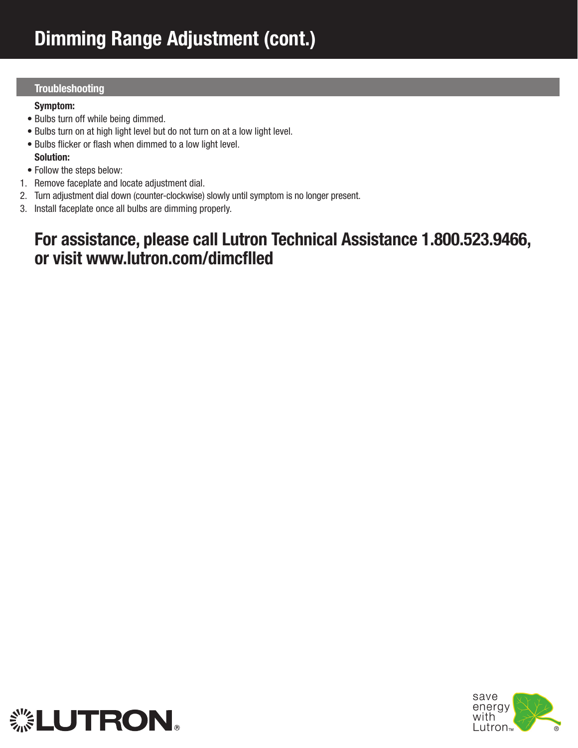# Dimming Range Adjustment (cont.)

## Troubleshooting

**Symptom:**

- Bulbs turn off while being dimmed.
- Bulbs turn on at high light level but do not turn on at a low light level.
- Bulbs flicker or flash when dimmed to a low light level.

**Solution:**

- Follow the steps below:

1. Remove faceplate and locate adjustment dial.
2. Turn adjustment dial down (counter-clockwise) slowly until symptom is no longer present.
3. Install faceplate once all bulbs are dimming properly.

**For assistance, please call Lutron Technical Assistance 1.800.523.9466, or visit www.lutron.com/dimcflled**

LUTRON®

save energy with Lutron™ ®